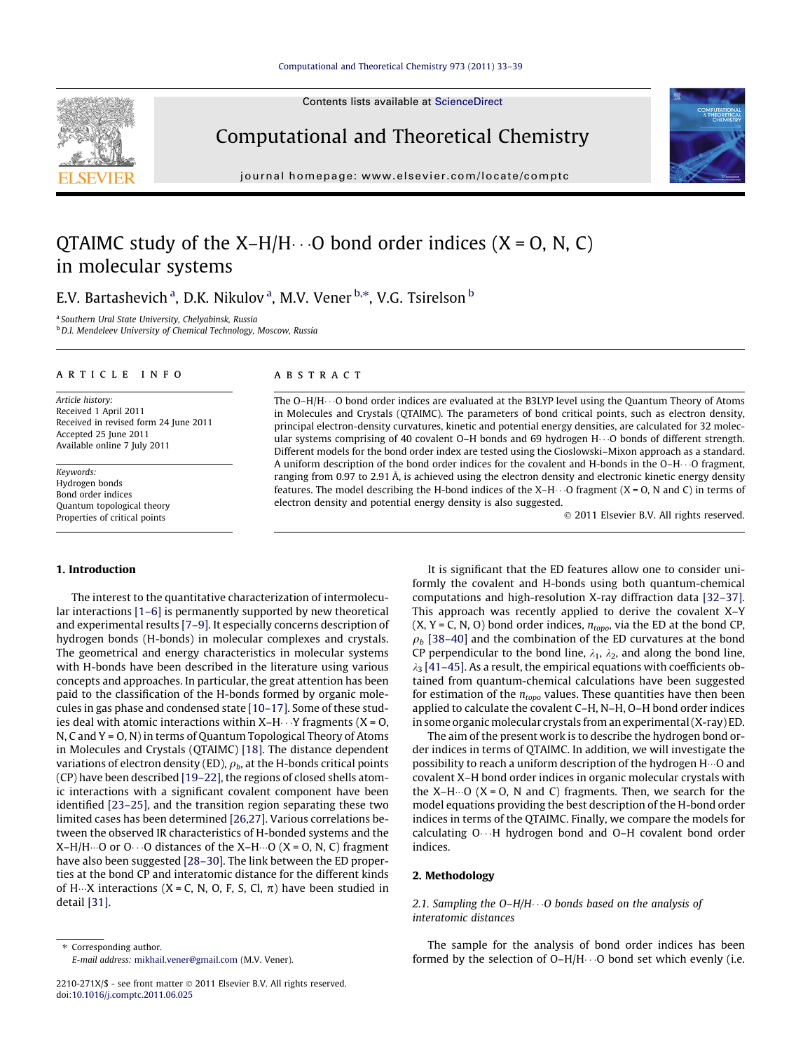# QTAIMC study of the X–H/H···O bond order indices (X = O, N, C) in molecular systems

E.V. Bartashevich [a], D.K. Nikulov [a], M.V. Vener [b,*], V.G. Tsirelson [b]

[a] Southern Ural State University, Chelyabinsk, Russia
[b] D.I. Mendeleev University of Chemical Technology, Moscow, Russia

**ARTICLE INFO**

*Article history:*
Received 1 April 2011
Received in revised form 24 June 2011
Accepted 25 June 2011
Available online 7 July 2011

*Keywords:*
Hydrogen bonds
Bond order indices
Quantum topological theory
Properties of critical points

**ABSTRACT**

The O–H/H···O bond order indices are evaluated at the B3LYP level using the Quantum Theory of Atoms in Molecules and Crystals (QTAIMC). The parameters of bond critical points, such as electron density, principal electron-density curvatures, kinetic and potential energy densities, are calculated for 32 molecular systems comprising of 40 covalent O–H bonds and 69 hydrogen H···O bonds of different strength. Different models for the bond order index are tested using the Cioslowski–Mixon approach as a standard. A uniform description of the bond order indices for the covalent and H-bonds in the O–H···O fragment, ranging from 0.97 to 2.91 Å, is achieved using the electron density and electronic kinetic energy density features. The model describing the H-bond indices of the X–H···O fragment (X = O, N and C) in terms of electron density and potential energy density is also suggested.

© 2011 Elsevier B.V. All rights reserved.

## 1. Introduction

The interest to the quantitative characterization of intermolecular interactions [1–6] is permanently supported by new theoretical and experimental results [7–9]. It especially concerns description of hydrogen bonds (H-bonds) in molecular complexes and crystals. The geometrical and energy characteristics in molecular systems with H-bonds have been described in the literature using various concepts and approaches. In particular, the great attention has been paid to the classification of the H-bonds formed by organic molecules in gas phase and condensed state [10–17]. Some of these studies deal with atomic interactions within X–H···Y fragments (X = O, N, C and Y = O, N) in terms of Quantum Topological Theory of Atoms in Molecules and Crystals (QTAIMC) [18]. The distance dependent variations of electron density (ED), $\rho_b$, at the H-bonds critical points (CP) have been described [19–22], the regions of closed shells atomic interactions with a significant covalent component have been identified [23–25], and the transition region separating these two limited cases has been determined [26,27]. Various correlations between the observed IR characteristics of H-bonded systems and the X–H/H···O or O···O distances of the X–H···O (X = O, N, C) fragment have also been suggested [28–30]. The link between the ED properties at the bond CP and interatomic distance for the different kinds of H···X interactions (X = C, N, O, F, S, Cl, π) have been studied in detail [31].

It is significant that the ED features allow one to consider uniformly the covalent and H-bonds using both quantum-chemical computations and high-resolution X-ray diffraction data [32–37]. This approach was recently applied to derive the covalent X–Y (X, Y = C, N, O) bond order indices, $n_{topo}$, via the ED at the bond CP, $\rho_b$ [38–40] and the combination of the ED curvatures at the bond CP perpendicular to the bond line, $\lambda_1$, $\lambda_2$, and along the bond line, $\lambda_3$ [41–45]. As a result, the empirical equations with coefficients obtained from quantum-chemical calculations have been suggested for estimation of the $n_{topo}$ values. These quantities have then been applied to calculate the covalent C–H, N–H, O–H bond order indices in some organic molecular crystals from an experimental (X-ray) ED.

The aim of the present work is to describe the hydrogen bond order indices in terms of QTAIMC. In addition, we will investigate the possibility to reach a uniform description of the hydrogen H···O and covalent X–H bond order indices in organic molecular crystals with the X–H···O (X = O, N and C) fragments. Then, we search for the model equations providing the best description of the H-bond order indices in terms of the QTAIMC. Finally, we compare the models for calculating O···H hydrogen bond and O–H covalent bond order indices.

## 2. Methodology

### 2.1. Sampling the O–H/H···O bonds based on the analysis of interatomic distances

The sample for the analysis of bond order indices has been formed by the selection of O–H/H···O bond set which evenly (i.e.

\* Corresponding author.
E-mail address: mikhail.vener@gmail.com (M.V. Vener).

2210-271X/$ - see front matter © 2011 Elsevier B.V. All rights reserved.
doi:10.1016/j.comptc.2011.06.025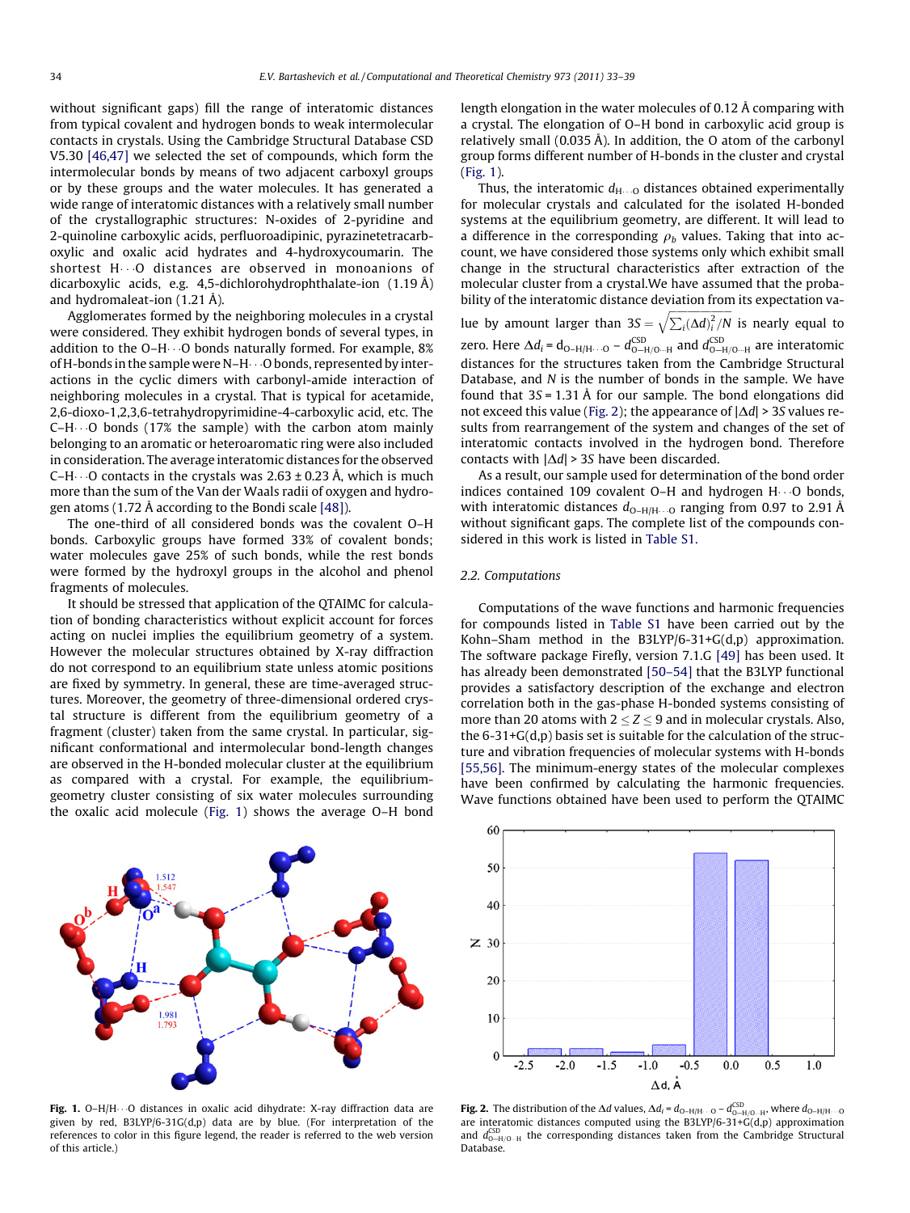without significant gaps) fill the range of interatomic distances from typical covalent and hydrogen bonds to weak intermolecular contacts in crystals. Using the Cambridge Structural Database CSD V5.30 [46,47] we selected the set of compounds, which form the intermolecular bonds by means of two adjacent carboxyl groups or by these groups and the water molecules. It has generated a wide range of interatomic distances with a relatively small number of the crystallographic structures: N-oxides of 2-pyridine and 2-quinoline carboxylic acids, perfluoroadipinic, pyrazinetetracarboxylic and oxalic acid hydrates and 4-hydroxycoumarin. The shortest H···O distances are observed in monoanions of dicarboxylic acids, e.g. 4,5-dichlorohydrophthalate-ion (1.19 Å) and hydromaleat-ion (1.21 Å).

Agglomerates formed by the neighboring molecules in a crystal were considered. They exhibit hydrogen bonds of several types, in addition to the O–H···O bonds naturally formed. For example, 8% of H-bonds in the sample were N–H···O bonds, represented by interactions in the cyclic dimers with carbonyl-amide interaction of neighboring molecules in a crystal. That is typical for acetamide, 2,6-dioxo-1,2,3,6-tetrahydropyrimidine-4-carboxylic acid, etc. The C–H···O bonds (17% the sample) with the carbon atom mainly belonging to an aromatic or heteroaromatic ring were also included in consideration. The average interatomic distances for the observed C–H···O contacts in the crystals was 2.63 ± 0.23 Å, which is much more than the sum of the Van der Waals radii of oxygen and hydrogen atoms (1.72 Å according to the Bondi scale [48]).

The one-third of all considered bonds was the covalent O–H bonds. Carboxylic groups have formed 33% of covalent bonds; water molecules gave 25% of such bonds, while the rest bonds were formed by the hydroxyl groups in the alcohol and phenol fragments of molecules.

It should be stressed that application of the QTAIMC for calculation of bonding characteristics without explicit account for forces acting on nuclei implies the equilibrium geometry of a system. However the molecular structures obtained by X-ray diffraction do not correspond to an equilibrium state unless atomic positions are fixed by symmetry. In general, these are time-averaged structures. Moreover, the geometry of three-dimensional ordered crystal structure is different from the equilibrium geometry of a fragment (cluster) taken from the same crystal. In particular, significant conformational and intermolecular bond-length changes are observed in the H-bonded molecular cluster at the equilibrium as compared with a crystal. For example, the equilibrium-geometry cluster consisting of six water molecules surrounding the oxalic acid molecule (Fig. 1) shows the average O–H bond length elongation in the water molecules of 0.12 Å comparing with a crystal. The elongation of O–H bond in carboxylic acid group is relatively small (0.035 Å). In addition, the O atom of the carbonyl group forms different number of H-bonds in the cluster and crystal (Fig. 1).

Thus, the interatomic $d_{H\cdots O}$ distances obtained experimentally for molecular crystals and calculated for the isolated H-bonded systems at the equilibrium geometry, are different. It will lead to a difference in the corresponding $\rho_b$ values. Taking that into account, we have considered those systems only which exhibit small change in the structural characteristics after extraction of the molecular cluster from a crystal. We have assumed that the probability of the interatomic distance deviation from its expectation value by amount larger than $3S = \sqrt{\sum_i (\Delta d)_i^2/N}$ is nearly equal to zero. Here $\Delta d_i = d_{O-H/H\cdots O} - d^{CSD}_{O-H/O\cdots H}$ and $d^{CSD}_{O-H/O\cdots H}$ are interatomic distances for the structures taken from the Cambridge Structural Database, and $N$ is the number of bonds in the sample. We have found that $3S = 1.31$ Å for our sample. The bond elongations did not exceed this value (Fig. 2); the appearance of $|\Delta d| > 3S$ values results from rearrangement of the system and changes of the set of interatomic contacts involved in the hydrogen bond. Therefore contacts with $|\Delta d| > 3S$ have been discarded.

As a result, our sample used for determination of the bond order indices contained 109 covalent O–H and hydrogen H···O bonds, with interatomic distances $d_{O-H/H\cdots O}$ ranging from 0.97 to 2.91 Å without significant gaps. The complete list of the compounds considered in this work is listed in Table S1.

### 2.2. Computations

Computations of the wave functions and harmonic frequencies for compounds listed in Table S1 have been carried out by the Kohn–Sham method in the B3LYP/6-31+G(d,p) approximation. The software package Firefly, version 7.1.G [49] has been used. It has already been demonstrated [50–54] that the B3LYP functional provides a satisfactory description of the exchange and electron correlation both in the gas-phase H-bonded systems consisting of more than 20 atoms with $2 \le Z \le 9$ and in molecular crystals. Also, the 6-31+G(d,p) basis set is suitable for the calculation of the structure and vibration frequencies of molecular systems with H-bonds [55,56]. The minimum-energy states of the molecular complexes have been confirmed by calculating the harmonic frequencies. Wave functions obtained have been used to perform the QTAIMC

**Fig. 1.** O–H/H···O distances in oxalic acid dihydrate: X-ray diffraction data are given by red, B3LYP/6-31G(d,p) data are by blue. (For interpretation of the references to color in this figure legend, the reader is referred to the web version of this article.)

**Fig. 2.** The distribution of the $\Delta d$ values, $\Delta d_i = d_{O-H/H\cdots O} - d^{CSD}_{O-H/O\cdots H}$, where $d_{O-H/H\cdots O}$ are interatomic distances computed using the B3LYP/6-31+G(d,p) approximation and $d^{CSD}_{O-H/O\cdots H}$ the corresponding distances taken from the Cambridge Structural Database.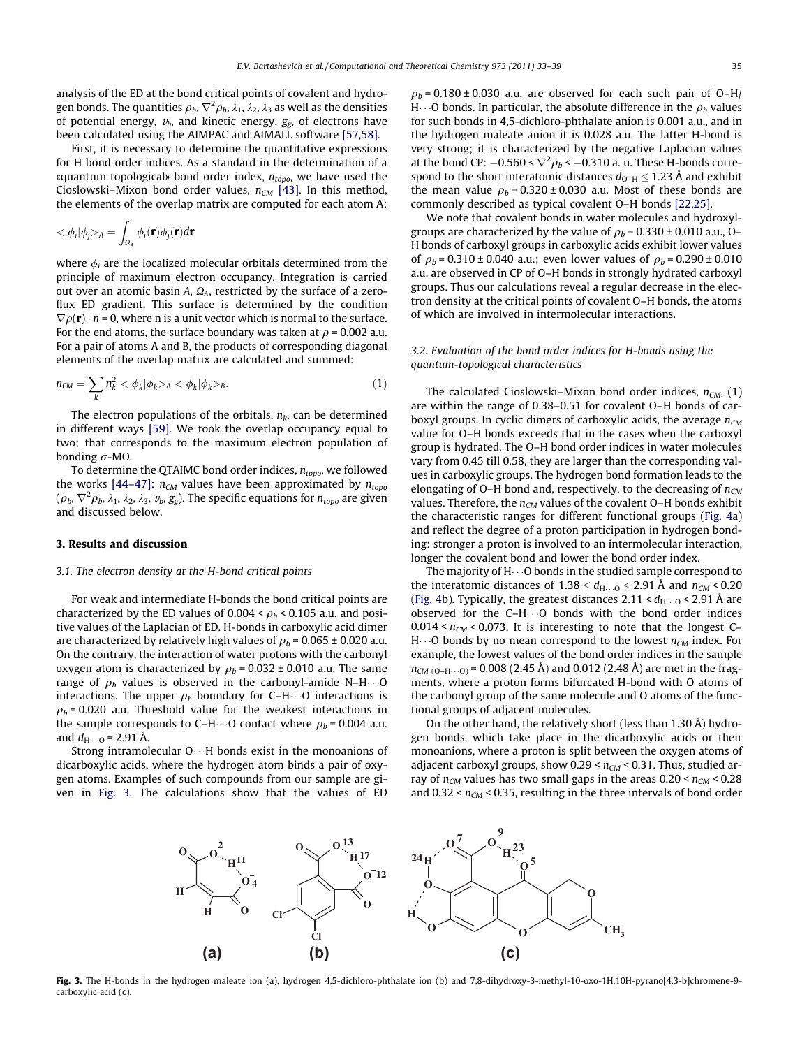analysis of the ED at the bond critical points of covalent and hydrogen bonds. The quantities $\rho_b$, $\nabla^2\rho_b$, $\lambda_1$, $\lambda_2$, $\lambda_3$ as well as the densities of potential energy, $v_b$, and kinetic energy, $g_g$, of electrons have been calculated using the AIMPAC and AIMALL software [57,58].

First, it is necessary to determine the quantitative expressions for H bond order indices. As a standard in the determination of a «quantum topological» bond order index, $n_{topo}$, we have used the Cioslowski–Mixon bond order values, $n_{CM}$ [43]. In this method, the elements of the overlap matrix are computed for each atom A:

$$< \phi_i|\phi_j>_A = \int_{\Omega_A} \phi_i(\mathbf{r})\phi_j(\mathbf{r})d\mathbf{r}$$

where $\phi_i$ are the localized molecular orbitals determined from the principle of maximum electron overlap occupancy. Integration is carried out over an atomic basin A, $\Omega_A$, restricted by the surface of a zero-flux ED gradient. This surface is determined by the condition $\nabla\rho(\mathbf{r})\cdot n = 0$, where n is a unit vector which is normal to the surface. For the end atoms, the surface boundary was taken at $\rho$ = 0.002 a.u. For a pair of atoms A and B, the products of corresponding diagonal elements of the overlap matrix are calculated and summed:

$$n_{CM} = \sum_k n_k^2 < \phi_k|\phi_k>_A < \phi_k|\phi_k>_B. \tag{1}$$

The electron populations of the orbitals, $n_k$, can be determined in different ways [59]. We took the overlap occupancy equal to two; that corresponds to the maximum electron population of bonding $\sigma$-MO.

To determine the QTAIMC bond order indices, $n_{topo}$, we followed the works [44–47]: $n_{CM}$ values have been approximated by $n_{topo}$ ($\rho_b$, $\nabla^2\rho_b$, $\lambda_1$, $\lambda_2$, $\lambda_3$, $v_b$, $g_g$). The specific equations for $n_{topo}$ are given and discussed below.

## 3. Results and discussion

### 3.1. The electron density at the H-bond critical points

For weak and intermediate H-bonds the bond critical points are characterized by the ED values of 0.004 < $\rho_b$ < 0.105 a.u. and positive values of the Laplacian of ED. H-bonds in carboxylic acid dimer are characterized by relatively high values of $\rho_b$ = 0.065 ± 0.020 a.u. On the contrary, the interaction of water protons with the carbonyl oxygen atom is characterized by $\rho_b$ = 0.032 ± 0.010 a.u. The same range of $\rho_b$ values is observed in the carbonyl-amide N–H···O interactions. The upper $\rho_b$ boundary for C–H···O interactions is $\rho_b$ = 0.020 a.u. Threshold value for the weakest interactions in the sample corresponds to C–H···O contact where $\rho_b$ = 0.004 a.u. and $d_{H\cdots O}$ = 2.91 Å.

Strong intramolecular O···H bonds exist in the monoanions of dicarboxylic acids, where the hydrogen atom binds a pair of oxygen atoms. Examples of such compounds from our sample are given in Fig. 3. The calculations show that the values of ED $\rho_b$ = 0.180 ± 0.030 a.u. are observed for each such pair of O–H/H···O bonds. In particular, the absolute difference in the $\rho_b$ values for such bonds in 4,5-dichloro-phthalate anion is 0.001 a.u., and in the hydrogen maleate anion it is 0.028 a.u. The latter H-bond is very strong; it is characterized by the negative Laplacian values at the bond CP: $-0.560 < \nabla^2\rho_b < -0.310$ a. u. These H-bonds correspond to the short interatomic distances $d_{O-H} \leq 1.23$ Å and exhibit the mean value $\rho_b$ = 0.320 ± 0.030 a.u. Most of these bonds are commonly described as typical covalent O–H bonds [22,25].

We note that covalent bonds in water molecules and hydroxyl-groups are characterized by the value of $\rho_b$ = 0.330 ± 0.010 a.u., O–H bonds of carboxyl groups in carboxylic acids exhibit lower values of $\rho_b$ = 0.310 ± 0.040 a.u.; even lower values of $\rho_b$ = 0.290 ± 0.010 a.u. are observed in CP of O–H bonds in strongly hydrated carboxyl groups. Thus our calculations reveal a regular decrease in the electron density at the critical points of covalent O–H bonds, the atoms of which are involved in intermolecular interactions.

### 3.2. Evaluation of the bond order indices for H-bonds using the quantum-topological characteristics

The calculated Cioslowski–Mixon bond order indices, $n_{CM}$, (1) are within the range of 0.38–0.51 for covalent O–H bonds of carboxyl groups. In cyclic dimers of carboxylic acids, the average $n_{CM}$ value for O–H bonds exceeds that in the cases when the carboxyl group is hydrated. The O–H bond order indices in water molecules vary from 0.45 till 0.58, they are larger than the corresponding values in carboxylic groups. The hydrogen bond formation leads to the elongating of O–H bond and, respectively, to the decreasing of $n_{CM}$ values. Therefore, the $n_{CM}$ values of the covalent O–H bonds exhibit the characteristic ranges for different functional groups (Fig. 4a) and reflect the degree of a proton participation in hydrogen bonding: stronger a proton is involved to an intermolecular interaction, longer the covalent bond and lower the bond order index.

The majority of H···O bonds in the studied sample correspond to the interatomic distances of $1.38 \leq d_{H\cdots O} \leq 2.91$ Å and $n_{CM}$ < 0.20 (Fig. 4b). Typically, the greatest distances 2.11 < $d_{H\cdots O}$ < 2.91 Å are observed for the C–H···O bonds with the bond order indices 0.014 < $n_{CM}$ < 0.073. It is interesting to note that the longest C–H···O bonds by no means correspond to the lowest $n_{CM}$ index. For example, the lowest values of the bond order indices in the sample $n_{CM\,(O-H\cdots O)}$ = 0.008 (2.45 Å) and 0.012 (2.48 Å) are met in the fragments, where a proton forms bifurcated H-bond with O atoms of the carbonyl group of the same molecule and O atoms of the functional groups of adjacent molecules.

On the other hand, the relatively short (less than 1.30 Å) hydrogen bonds, which take place in the dicarboxylic acids or their monoanions, where a proton is split between the oxygen atoms of adjacent carboxyl groups, show 0.29 < $n_{CM}$ < 0.31. Thus, studied array of $n_{CM}$ values has two small gaps in the areas 0.20 < $n_{CM}$ < 0.28 and 0.32 < $n_{CM}$ < 0.35, resulting in the three intervals of bond order

**Fig. 3.** The H-bonds in the hydrogen maleate ion (a), hydrogen 4,5-dichloro-phthalate ion (b) and 7,8-dihydroxy-3-methyl-10-oxo-1H,10H-pyrano[4,3-b]chromene-9-carboxylic acid (c).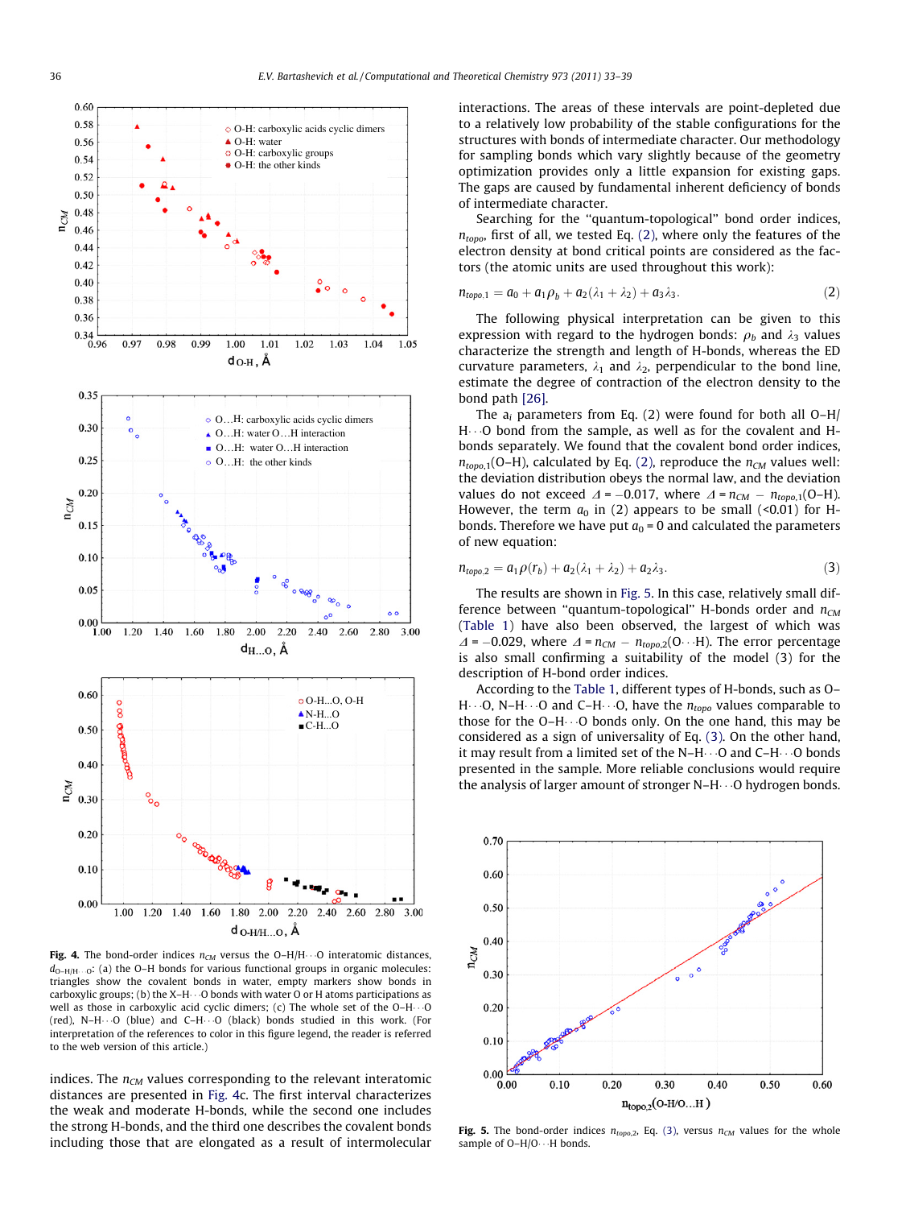Fig. 4. The bond-order indices $n_{CM}$ versus the O–H/H···O interatomic distances, $d_{O-H/H\cdots O}$: (a) the O–H bonds for various functional groups in organic molecules: triangles show the covalent bonds in water, empty markers show bonds in carboxylic groups; (b) the X–H···O bonds with water O or H atoms participations as well as those in carboxylic acid cyclic dimers; (c) The whole set of the O–H···O (red), N–H···O (blue) and C–H···O (black) bonds studied in this work. (For interpretation of the references to color in this figure legend, the reader is referred to the web version of this article.)

indices. The $n_{CM}$ values corresponding to the relevant interatomic distances are presented in Fig. 4c. The first interval characterizes the weak and moderate H-bonds, while the second one includes the strong H-bonds, and the third one describes the covalent bonds including those that are elongated as a result of intermolecular interactions. The areas of these intervals are point-depleted due to a relatively low probability of the stable configurations for the structures with bonds of intermediate character. Our methodology for sampling bonds which vary slightly because of the geometry optimization provides only a little expansion for existing gaps. The gaps are caused by fundamental inherent deficiency of bonds of intermediate character.

Searching for the "quantum-topological" bond order indices, $n_{topo}$, first of all, we tested Eq. (2), where only the features of the electron density at bond critical points are considered as the factors (the atomic units are used throughout this work):

$$n_{topo,1} = a_0 + a_1\rho_b + a_2(\lambda_1 + \lambda_2) + a_3\lambda_3. \quad (2)$$

The following physical interpretation can be given to this expression with regard to the hydrogen bonds: $\rho_b$ and $\lambda_3$ values characterize the strength and length of H-bonds, whereas the ED curvature parameters, $\lambda_1$ and $\lambda_2$, perpendicular to the bond line, estimate the degree of contraction of the electron density to the bond path [26].

The $a_i$ parameters from Eq. (2) were found for both all O–H/H···O bond from the sample, as well as for the covalent and H-bonds separately. We found that the covalent bond order indices, $n_{topo,1}$(O–H), calculated by Eq. (2), reproduce the $n_{CM}$ values well: the deviation distribution obeys the normal law, and the deviation values do not exceed $\Delta = -0.017$, where $\Delta = n_{CM} - n_{topo,1}$(O–H). However, the term $a_0$ in (2) appears to be small (<0.01) for H-bonds. Therefore we have put $a_0 = 0$ and calculated the parameters of new equation:

$$n_{topo,2} = a_1\rho(r_b) + a_2(\lambda_1 + \lambda_2) + a_2\lambda_3. \quad (3)$$

The results are shown in Fig. 5. In this case, relatively small difference between "quantum-topological" H-bonds order and $n_{CM}$ (Table 1) have also been observed, the largest of which was $\Delta = -0.029$, where $\Delta = n_{CM} - n_{topo,2}$(O···H). The error percentage is also small confirming a suitability of the model (3) for the description of H-bond order indices.

According to the Table 1, different types of H-bonds, such as O–H···O, N–H···O and C–H···O, have the $n_{topo}$ values comparable to those for the O–H···O bonds only. On the one hand, this may be considered as a sign of universality of Eq. (3). On the other hand, it may result from a limited set of the N–H···O and C–H···O bonds presented in the sample. More reliable conclusions would require the analysis of larger amount of stronger N–H···O hydrogen bonds.

Fig. 5. The bond-order indices $n_{topo,2}$, Eq. (3), versus $n_{CM}$ values for the whole sample of O–H/O···H bonds.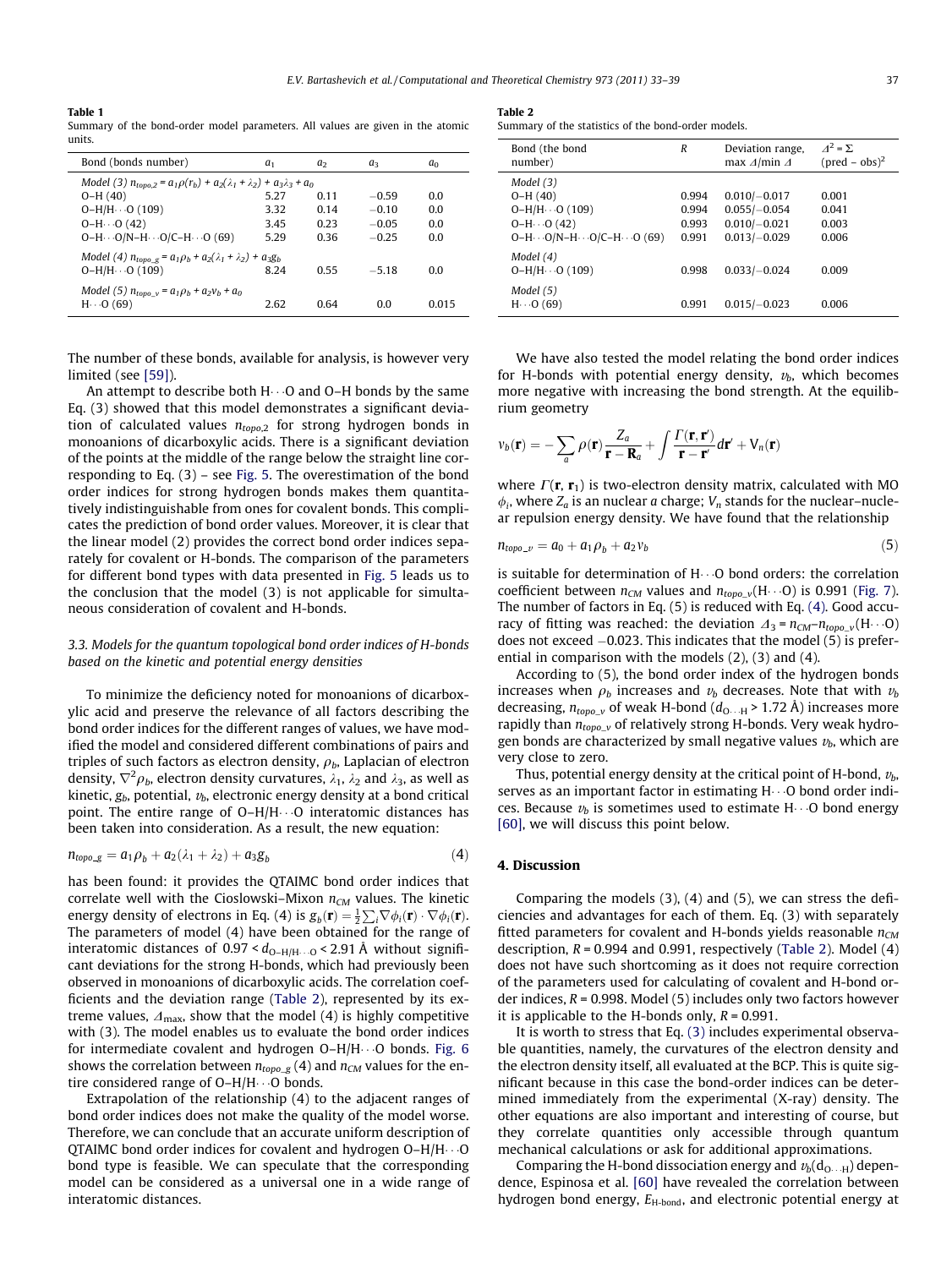**Table 1**
Summary of the bond-order model parameters. All values are given in the atomic units.

| Bond (bonds number) | $a_1$ | $a_2$ | $a_3$ | $a_0$ |
|---|---|---|---|---|
| *Model (3)* $n_{topo\_2} = a_1\rho(r_b) + a_2(\lambda_1 + \lambda_2) + a_3\lambda_3 + a_0$ | | | | |
| O–H (40) | 5.27 | 0.11 | −0.59 | 0.0 |
| O–H/H···O (109) | 3.32 | 0.14 | −0.10 | 0.0 |
| O–H···O (42) | 3.45 | 0.23 | −0.05 | 0.0 |
| O–H···O/N–H···O/C–H···O (69) | 5.29 | 0.36 | −0.25 | 0.0 |
| *Model (4)* $n_{topo\_g} = a_1\rho_b + a_2(\lambda_1 + \lambda_2) + a_3 g_b$ | | | | |
| O–H/H···O (109) | 8.24 | 0.55 | −5.18 | 0.0 |
| *Model (5)* $n_{topo\_v} = a_1\rho_b + a_2 v_b + a_0$ | | | | |
| H···O (69) | 2.62 | 0.64 | 0.0 | 0.015 |

**Table 2**
Summary of the statistics of the bond-order models.

| Bond (the bond number) | $R$ | Deviation range, max $\Delta$/min $\Delta$ | $\Delta^2 = \Sigma$ (pred – obs)$^2$ |
|---|---|---|---|
| *Model (3)* | | | |
| O–H (40) | 0.994 | 0.010/−0.017 | 0.001 |
| O–H/H···O (109) | 0.994 | 0.055/−0.054 | 0.041 |
| O–H···O (42) | 0.993 | 0.010/−0.021 | 0.003 |
| O–H···O/N–H···O/C–H···O (69) | 0.991 | 0.013/−0.029 | 0.006 |
| *Model (4)* | | | |
| O–H/H···O (109) | 0.998 | 0.033/−0.024 | 0.009 |
| *Model (5)* | | | |
| H···O (69) | 0.991 | 0.015/−0.023 | 0.006 |

The number of these bonds, available for analysis, is however very limited (see [59]).

An attempt to describe both H···O and O–H bonds by the same Eq. (3) showed that this model demonstrates a significant deviation of calculated values $n_{topo,2}$ for strong hydrogen bonds in monoanions of dicarboxylic acids. There is a significant deviation of the points at the middle of the range below the straight line corresponding to Eq. (3) – see Fig. 5. The overestimation of the bond order indices for strong hydrogen bonds makes them quantitatively indistinguishable from ones for covalent bonds. This complicates the prediction of bond order values. Moreover, it is clear that the linear model (2) provides the correct bond order indices separately for covalent or H-bonds. The comparison of the parameters for different bond types with data presented in Fig. 5 leads us to the conclusion that the model (3) is not applicable for simultaneous consideration of covalent and H-bonds.

### 3.3. Models for the quantum topological bond order indices of H-bonds based on the kinetic and potential energy densities

To minimize the deficiency noted for monoanions of dicarboxylic acid and preserve the relevance of all factors describing the bond order indices for the different ranges of values, we have modified the model and considered different combinations of pairs and triples of such factors as electron density, $\rho_b$, Laplacian of electron density, $\nabla^2\rho_b$, electron density curvatures, $\lambda_1$, $\lambda_2$ and $\lambda_3$, as well as kinetic, $g_b$, potential, $v_b$, electronic energy density at a bond critical point. The entire range of O–H/H···O interatomic distances has been taken into consideration. As a result, the new equation:

$$n_{topo\_g} = a_1\rho_b + a_2(\lambda_1 + \lambda_2) + a_3 g_b \tag{4}$$

has been found: it provides the QTAIMC bond order indices that correlate well with the Cioslowski–Mixon $n_{CM}$ values. The kinetic energy density of electrons in Eq. (4) is $g_b(\mathbf{r}) = \frac{1}{2}\sum_i \nabla\phi_i(\mathbf{r}) \cdot \nabla\phi_i(\mathbf{r})$. The parameters of model (4) have been obtained for the range of interatomic distances of $0.97 < d_{O–H/H\cdots O} < 2.91$ Å without significant deviations for the strong H-bonds, which had previously been observed in monoanions of dicarboxylic acids. The correlation coefficients and the deviation range (Table 2), represented by its extreme values, $\Delta_{max}$, show that the model (4) is highly competitive with (3). The model enables us to evaluate the bond order indices for intermediate covalent and hydrogen O–H/H···O bonds. Fig. 6 shows the correlation between $n_{topo\_g}$ (4) and $n_{CM}$ values for the entire considered range of O–H/H···O bonds.

Extrapolation of the relationship (4) to the adjacent ranges of bond order indices does not make the quality of the model worse. Therefore, we can conclude that an accurate uniform description of QTAIMC bond order indices for covalent and hydrogen O–H/H···O bond type is feasible. We can speculate that the corresponding model can be considered as a universal one in a wide range of interatomic distances.

We have also tested the model relating the bond order indices for H-bonds with potential energy density, $v_b$, which becomes more negative with increasing the bond strength. At the equilibrium geometry

$$v_b(\mathbf{r}) = -\sum_a \rho(\mathbf{r})\frac{Z_a}{\mathbf{r} - \mathbf{R}_a} + \int \frac{\Gamma(\mathbf{r}, \mathbf{r}')}{\mathbf{r} - \mathbf{r}'}d\mathbf{r}' + V_n(\mathbf{r})$$

where $\Gamma(\mathbf{r}, \mathbf{r}_1)$ is two-electron density matrix, calculated with MO $\phi_i$, where $Z_a$ is an nuclear $a$ charge; $V_n$ stands for the nuclear–nuclear repulsion energy density. We have found that the relationship

$$n_{topo\_v} = a_0 + a_1\rho_b + a_2 v_b \tag{5}$$

is suitable for determination of H···O bond orders: the correlation coefficient between $n_{CM}$ values and $n_{topo\_v}$(H···O) is 0.991 (Fig. 7). The number of factors in Eq. (5) is reduced with Eq. (4). Good accuracy of fitting was reached: the deviation $\Delta_3 = n_{CM} - n_{topo\_v}$(H···O) does not exceed −0.023. This indicates that the model (5) is preferential in comparison with the models (2), (3) and (4).

According to (5), the bond order index of the hydrogen bonds increases when $\rho_b$ increases and $v_b$ decreases. Note that with $v_b$ decreasing, $n_{topo\_v}$ of weak H-bond ($d_{O\cdots H} > 1.72$ Å) increases more rapidly than $n_{topo\_v}$ of relatively strong H-bonds. Very weak hydrogen bonds are characterized by small negative values $v_b$, which are very close to zero.

Thus, potential energy density at the critical point of H-bond, $v_b$, serves as an important factor in estimating H···O bond order indices. Because $v_b$ is sometimes used to estimate H···O bond energy [60], we will discuss this point below.

## 4. Discussion

Comparing the models (3), (4) and (5), we can stress the deficiencies and advantages for each of them. Eq. (3) with separately fitted parameters for covalent and H-bonds yields reasonable $n_{CM}$ description, $R$ = 0.994 and 0.991, respectively (Table 2). Model (4) does not have such shortcoming as it does not require correction of the parameters used for calculating of covalent and H-bond order indices, $R$ = 0.998. Model (5) includes only two factors however it is applicable to the H-bonds only, $R$ = 0.991.

It is worth to stress that Eq. (3) includes experimental observable quantities, namely, the curvatures of the electron density and the electron density itself, all evaluated at the BCP. This is quite significant because in this case the bond-order indices can be determined immediately from the experimental (X-ray) density. The other equations are also important and interesting of course, but they correlate quantities only accessible through quantum mechanical calculations or ask for additional approximations.

Comparing the H-bond dissociation energy and $v_b(d_{O\cdots H})$ dependence, Espinosa et al. [60] have revealed the correlation between hydrogen bond energy, $E_{\text{H-bond}}$, and electronic potential energy at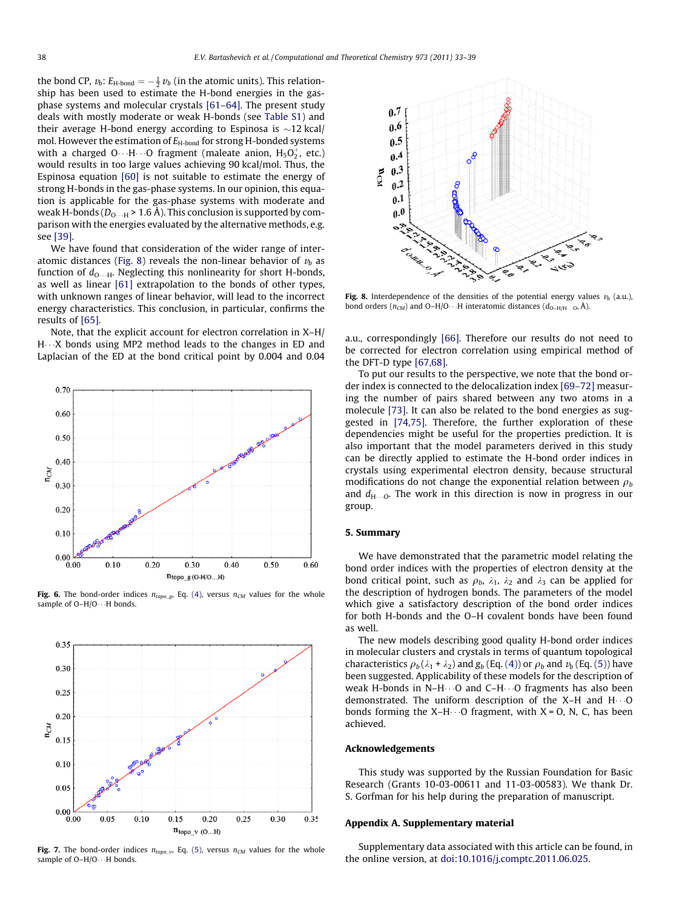the bond CP, $v_b$: $E_{\text{H-bond}} = -\frac{1}{2}v_b$ (in the atomic units). This relationship has been used to estimate the H-bond energies in the gas-phase systems and molecular crystals [61–64]. The present study deals with mostly moderate or weak H-bonds (see Table S1) and their average H-bond energy according to Espinosa is ~12 kcal/mol. However the estimation of $E_{\text{H-bond}}$ for strong H-bonded systems with a charged O···H···O fragment (maleate anion, $H_5O_2^+$, etc.) would results in too large values achieving 90 kcal/mol. Thus, the Espinosa equation [60] is not suitable to estimate the energy of strong H-bonds in the gas-phase systems. In our opinion, this equation is applicable for the gas-phase systems with moderate and weak H-bonds ($D_{O\cdots H}$ > 1.6 Å). This conclusion is supported by comparison with the energies evaluated by the alternative methods, e.g. see [39].

We have found that consideration of the wider range of interatomic distances (Fig. 8) reveals the non-linear behavior of $v_b$ as function of $d_{O\cdots H}$. Neglecting this nonlinearity for short H-bonds, as well as linear [61] extrapolation to the bonds of other types, with unknown ranges of linear behavior, will lead to the incorrect energy characteristics. This conclusion, in particular, confirms the results of [65].

Note, that the explicit account for electron correlation in X–H/H···X bonds using MP2 method leads to the changes in ED and Laplacian of the ED at the bond critical point by 0.004 and 0.04 a.u., correspondingly [66]. Therefore our results do not need to be corrected for electron correlation using empirical method of the DFT-D type [67,68].

Fig. 6. The bond-order indices $n_{topo\_g}$, Eq. (4), versus $n_{CM}$ values for the whole sample of O–H/O···H bonds.

Fig. 7. The bond-order indices $n_{topo\_v}$, Eq. (5), versus $n_{CM}$ values for the whole sample of O–H/O···H bonds.

Fig. 8. Interdependence of the densities of the potential energy values $v_b$ (a.u.), bond orders ($n_{CM}$) and O–H/O···H interatomic distances ($d_{O\text{–}H/H\cdots O}$, Å).

To put our results to the perspective, we note that the bond order index is connected to the delocalization index [69–72] measuring the number of pairs shared between any two atoms in a molecule [73]. It can also be related to the bond energies as suggested in [74,75]. Therefore, the further exploration of these dependencies might be useful for the properties prediction. It is also important that the model parameters derived in this study can be directly applied to estimate the H-bond order indices in crystals using experimental electron density, because structural modifications do not change the exponential relation between $\rho_b$ and $d_{H\cdots O}$. The work in this direction is now in progress in our group.

## 5. Summary

We have demonstrated that the parametric model relating the bond order indices with the properties of electron density at the bond critical point, such as $\rho_b$, $\lambda_1$, $\lambda_2$ and $\lambda_3$ can be applied for the description of hydrogen bonds. The parameters of the model which give a satisfactory description of the bond order indices for both H-bonds and the O–H covalent bonds have been found as well.

The new models describing good quality H-bond order indices in molecular clusters and crystals in terms of quantum topological characteristics $\rho_b(\lambda_1 + \lambda_2)$ and $g_b$ (Eq. (4)) or $\rho_b$ and $v_b$ (Eq. (5)) have been suggested. Applicability of these models for the description of weak H-bonds in N–H···O and C–H···O fragments has also been demonstrated. The uniform description of the X–H and H···O bonds forming the X–H···O fragment, with X = O, N, C, has been achieved.

## Acknowledgements

This study was supported by the Russian Foundation for Basic Research (Grants 10-03-00611 and 11-03-00583). We thank Dr. S. Gorfman for his help during the preparation of manuscript.

## Appendix A. Supplementary material

Supplementary data associated with this article can be found, in the online version, at doi:10.1016/j.comptc.2011.06.025.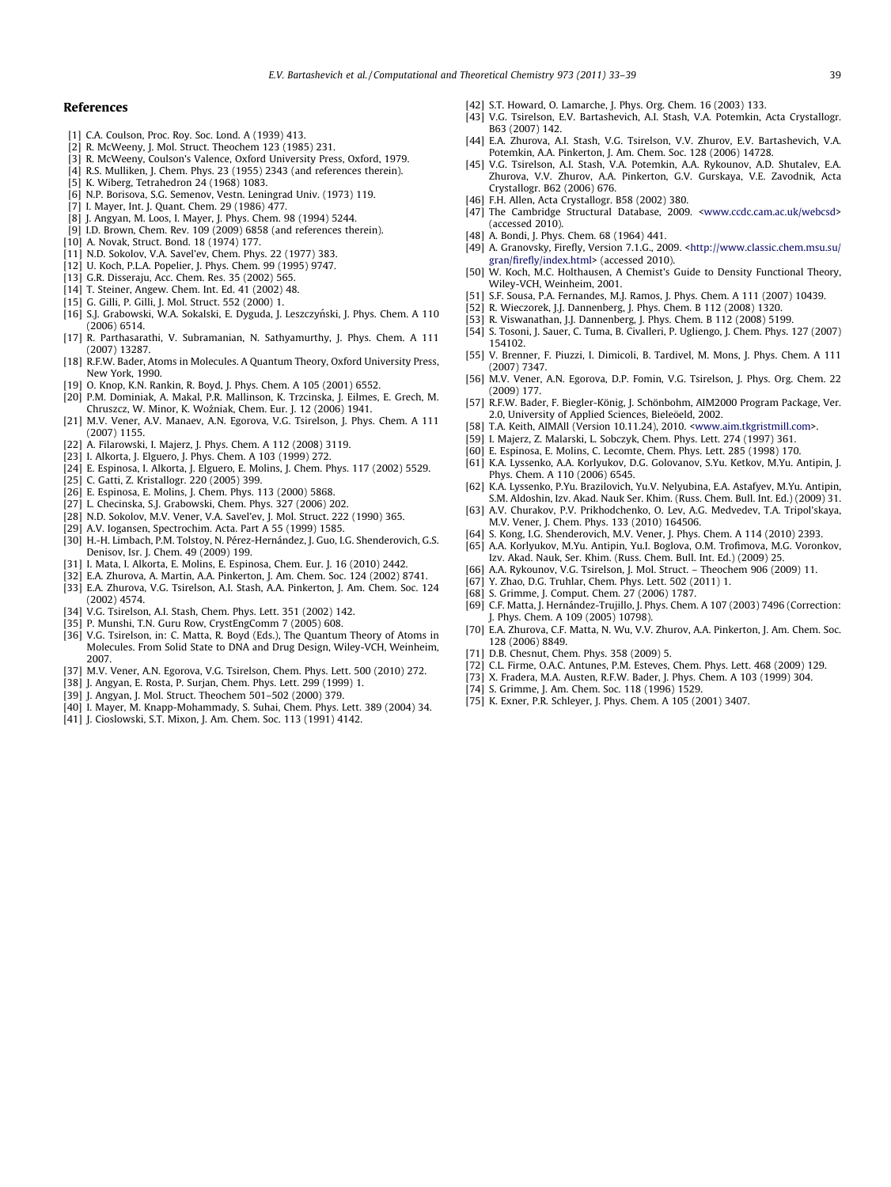## References

[1] C.A. Coulson, Proc. Roy. Soc. Lond. A (1939) 413.
[2] R. McWeeny, J. Mol. Struct. Theochem 123 (1985) 231.
[3] R. McWeeny, Coulson's Valence, Oxford University Press, Oxford, 1979.
[4] R.S. Mulliken, J. Chem. Phys. 23 (1955) 2343 (and references therein).
[5] K. Wiberg, Tetrahedron 24 (1968) 1083.
[6] N.P. Borisova, S.G. Semenov, Vestn. Leningrad Univ. (1973) 119.
[7] I. Mayer, Int. J. Quant. Chem. 29 (1986) 477.
[8] J. Angyan, M. Loos, I. Mayer, J. Phys. Chem. 98 (1994) 5244.
[9] I.D. Brown, Chem. Rev. 109 (2009) 6858 (and references therein).
[10] A. Novak, Struct. Bond. 18 (1974) 177.
[11] N.D. Sokolov, V.A. Savel'ev, Chem. Phys. 22 (1977) 383.
[12] U. Koch, P.L.A. Popelier, J. Phys. Chem. 99 (1995) 9747.
[13] G.R. Disseraju, Acc. Chem. Res. 35 (2002) 565.
[14] T. Steiner, Angew. Chem. Int. Ed. 41 (2002) 48.
[15] G. Gilli, P. Gilli, J. Mol. Struct. 552 (2000) 1.
[16] S.J. Grabowski, W.A. Sokalski, E. Dyguda, J. Leszczyński, J. Phys. Chem. A 110 (2006) 6514.
[17] R. Parthasarathi, V. Subramanian, N. Sathyamurthy, J. Phys. Chem. A 111 (2007) 13287.
[18] R.F.W. Bader, Atoms in Molecules. A Quantum Theory, Oxford University Press, New York, 1990.
[19] O. Knop, K.N. Rankin, R. Boyd, J. Phys. Chem. A 105 (2001) 6552.
[20] P.M. Dominiak, A. Makal, P.R. Mallinson, K. Trzcinska, J. Eilmes, E. Grech, M. Chruszcz, W. Minor, K. Woźniak, Chem. Eur. J. 12 (2006) 1941.
[21] M.V. Vener, A.V. Manaev, A.N. Egorova, V.G. Tsirelson, J. Phys. Chem. A 111 (2007) 1155.
[22] A. Filarowski, I. Majerz, J. Phys. Chem. A 112 (2008) 3119.
[23] I. Alkorta, J. Elguero, J. Phys. Chem. A 103 (1999) 272.
[24] E. Espinosa, I. Alkorta, J. Elguero, E. Molins, J. Chem. Phys. 117 (2002) 5529.
[25] C. Gatti, Z. Kristallogr. 220 (2005) 399.
[26] E. Espinosa, E. Molins, J. Chem. Phys. 113 (2000) 5868.
[27] L. Checinska, S.J. Grabowski, Chem. Phys. 327 (2006) 202.
[28] N.D. Sokolov, M.V. Vener, V.A. Savel'ev, J. Mol. Struct. 222 (1990) 365.
[29] A.V. Iogansen, Spectrochim. Acta. Part A 55 (1999) 1585.
[30] H.-H. Limbach, P.M. Tolstoy, N. Pérez-Hernández, J. Guo, I.G. Shenderovich, G.S. Denisov, Isr. J. Chem. 49 (2009) 199.
[31] I. Mata, I. Alkorta, E. Molins, E. Espinosa, Chem. Eur. J. 16 (2010) 2442.
[32] E.A. Zhurova, A. Martin, A.A. Pinkerton, J. Am. Chem. Soc. 124 (2002) 8741.
[33] E.A. Zhurova, V.G. Tsirelson, A.I. Stash, A.A. Pinkerton, J. Am. Chem. Soc. 124 (2002) 4574.
[34] V.G. Tsirelson, A.I. Stash, Chem. Phys. Lett. 351 (2002) 142.
[35] P. Munshi, T.N. Guru Row, CrystEngComm 7 (2005) 608.
[36] V.G. Tsirelson, in: C. Matta, R. Boyd (Eds.), The Quantum Theory of Atoms in Molecules. From Solid State to DNA and Drug Design, Wiley-VCH, Weinheim, 2007.
[37] M.V. Vener, A.N. Egorova, V.G. Tsirelson, Chem. Phys. Lett. 500 (2010) 272.
[38] J. Angyan, E. Rosta, P. Surjan, Chem. Phys. Lett. 299 (1999) 1.
[39] J. Angyan, J. Mol. Struct. Theochem 501–502 (2000) 379.
[40] I. Mayer, M. Knapp-Mohammady, S. Suhai, Chem. Phys. Lett. 389 (2004) 34.
[41] J. Cioslowski, S.T. Mixon, J. Am. Chem. Soc. 113 (1991) 4142.
[42] S.T. Howard, O. Lamarche, J. Phys. Org. Chem. 16 (2003) 133.
[43] V.G. Tsirelson, E.V. Bartashevich, A.I. Stash, V.A. Potemkin, Acta Crystallogr. B63 (2007) 142.
[44] E.A. Zhurova, A.I. Stash, V.G. Tsirelson, V.V. Zhurov, E.V. Bartashevich, V.A. Potemkin, A.A. Pinkerton, J. Am. Chem. Soc. 128 (2006) 14728.
[45] V.G. Tsirelson, A.I. Stash, V.A. Potemkin, A.A. Rykounov, A.D. Shutalev, E.A. Zhurova, V.V. Zhurov, A.A. Pinkerton, G.V. Gurskaya, V.E. Zavodnik, Acta Crystallogr. B62 (2006) 676.
[46] F.H. Allen, Acta Crystallogr. B58 (2002) 380.
[47] The Cambridge Structural Database, 2009. <www.ccdc.cam.ac.uk/webcsd> (accessed 2010).
[48] A. Bondi, J. Phys. Chem. 68 (1964) 441.
[49] A. Granovsky, Firefly, Version 7.1.G., 2009. <http://www.classic.chem.msu.su/gran/firefly/index.html> (accessed 2010).
[50] W. Koch, M.C. Holthausen, A Chemist's Guide to Density Functional Theory, Wiley-VCH, Weinheim, 2001.
[51] S.F. Sousa, P.A. Fernandes, M.J. Ramos, J. Phys. Chem. A 111 (2007) 10439.
[52] R. Wieczorek, J.J. Dannenberg, J. Phys. Chem. B 112 (2008) 1320.
[53] R. Viswanathan, J.J. Dannenberg, J. Phys. Chem. B 112 (2008) 5199.
[54] S. Tosoni, J. Sauer, C. Tuma, B. Civalleri, P. Ugliengo, J. Chem. Phys. 127 (2007) 154102.
[55] V. Brenner, F. Piuzzi, I. Dimicoli, B. Tardivel, M. Mons, J. Phys. Chem. A 111 (2007) 7347.
[56] M.V. Vener, A.N. Egorova, D.P. Fomin, V.G. Tsirelson, J. Phys. Org. Chem. 22 (2009) 177.
[57] R.F.W. Bader, F. Biegler-König, J. Schönbohm, AIM2000 Program Package, Ver. 2.0, University of Applied Sciences, Bieleöeld, 2002.
[58] T.A. Keith, AIMAll (Version 10.11.24), 2010. <www.aim.tkgristmill.com>.
[59] I. Majerz, Z. Malarski, L. Sobczyk, Chem. Phys. Lett. 274 (1997) 361.
[60] E. Espinosa, E. Molins, C. Lecomte, Chem. Phys. Lett. 285 (1998) 170.
[61] K.A. Lyssenko, A.A. Korlyukov, D.G. Golovanov, S.Yu. Ketkov, M.Yu. Antipin, J. Phys. Chem. A 110 (2006) 6545.
[62] K.A. Lyssenko, P.Yu. Brazilovich, Yu.V. Nelyubina, E.A. Astafyev, M.Yu. Antipin, S.M. Aldoshin, Izv. Akad. Nauk Ser. Khim. (Russ. Chem. Bull. Int. Ed.) (2009) 31.
[63] A.V. Churakov, P.V. Prikhodchenko, O. Lev, A.G. Medvedev, T.A. Tripol'skaya, M.V. Vener, J. Chem. Phys. 133 (2010) 164506.
[64] S. Kong, I.G. Shenderovich, M.V. Vener, J. Phys. Chem. A 114 (2010) 2393.
[65] A.A. Korlyukov, M.Yu. Antipin, Yu.I. Boglova, O.M. Trofimova, M.G. Voronkov, Izv. Akad. Nauk, Ser. Khim. (Russ. Chem. Bull. Int. Ed.) (2009) 25.
[66] A.A. Rykounov, V.G. Tsirelson, J. Mol. Struct. – Theochem 906 (2009) 11.
[67] Y. Zhao, D.G. Truhlar, Chem. Phys. Lett. 502 (2011) 1.
[68] S. Grimme, J. Comput. Chem. 27 (2006) 1787.
[69] C.F. Matta, J. Hernández-Trujillo, J. Phys. Chem. A 107 (2003) 7496 (Correction: J. Phys. Chem. A 109 (2005) 10798).
[70] E.A. Zhurova, C.F. Matta, N. Wu, V.V. Zhurov, A.A. Pinkerton, J. Am. Chem. Soc. 128 (2006) 8849.
[71] D.B. Chesnut, Chem. Phys. 358 (2009) 5.
[72] C.L. Firme, O.A.C. Antunes, P.M. Esteves, Chem. Phys. Lett. 468 (2009) 129.
[73] X. Fradera, M.A. Austen, R.F.W. Bader, J. Phys. Chem. A 103 (1999) 304.
[74] S. Grimme, J. Am. Chem. Soc. 118 (1996) 1529.
[75] K. Exner, P.R. Schleyer, J. Phys. Chem. A 105 (2001) 3407.